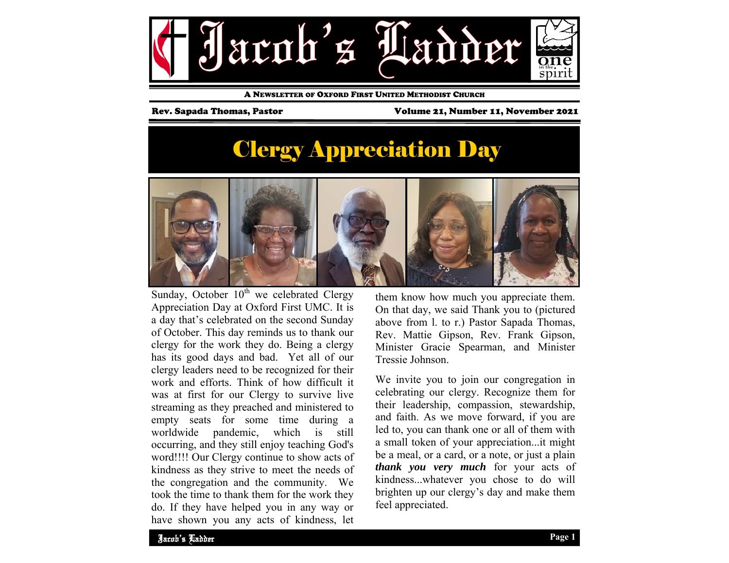# Jacob's Ladder

A Newsletter of Oxford First United Methodist Church

Rev. Sapada Thomas, Pastor

Volume 21, Number 11, November 2021

## Clergy Appreciation Day

Sunday, October 10th we celebrated Clergy Appreciation Day at Oxford First UMC. It is a day that's celebrated on the second Sunday of October. This day reminds us to thank our clergy for the work they do. Being a clergy has its good days and bad. Yet all of our clergy leaders need to be recognized for their work and efforts. Think of how difficult it was at first for our Clergy to survive live streaming as they preached and ministered to empty seats for some time during a worldwide pandemic, which is still occurring, and they still enjoy teaching God's word!!!! Our Clergy continue to show acts of kindness as they strive to meet the needs of the congregation and the community. We took the time to thank them for the work they do. If they have helped you in any way or have shown you any acts of kindness, let them know how much you appreciate them. On that day, we said Thank you to (pictured above from l. to r.) Pastor Sapada Thomas, Rev. Mattie Gipson, Rev. Frank Gipson, Minister Gracie Spearman, and Minister Tressie Johnson.

We invite you to join our congregation in celebrating our clergy. Recognize them for their leadership, compassion, stewardship, and faith. As we move forward, if you are led to, you can thank one or all of them with a small token of your appreciation...it might be a meal, or a card, or a note, or just a plain ***thank you very much*** for your acts of kindness...whatever you chose to do will brighten up our clergy's day and make them feel appreciated.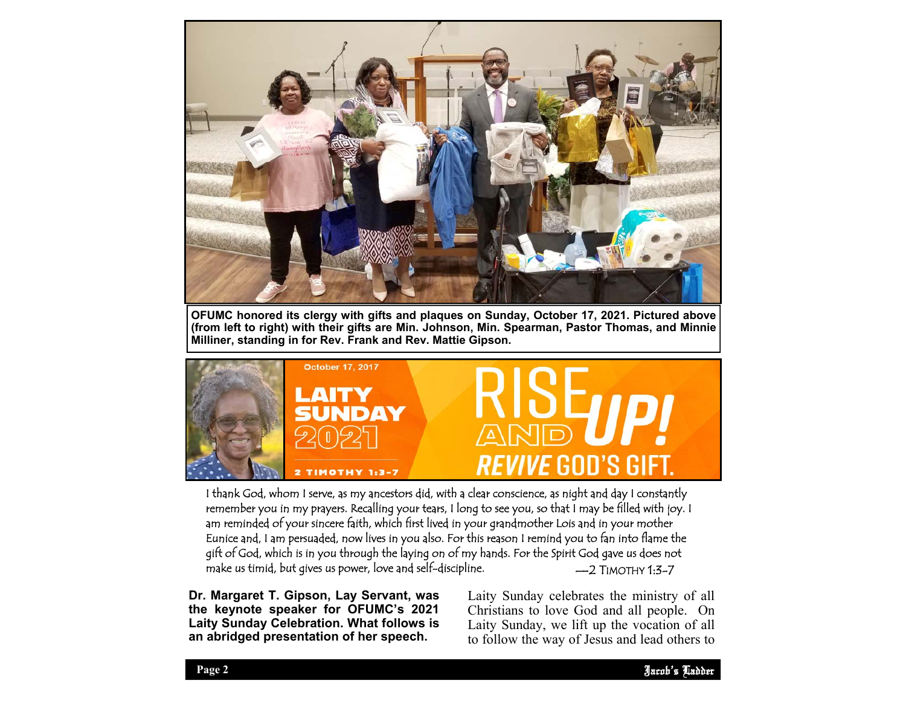OFUMC honored its clergy with gifts and plaques on Sunday, October 17, 2021. Pictured above (from left to right) with their gifts are Min. Johnson, Min. Spearman, Pastor Thomas, and Minnie Milliner, standing in for Rev. Frank and Rev. Mattie Gipson.

October 17, 2017

**LAITY SUNDAY 2021**

**2 TIMOTHY 1:3-7**

**RISE AND UP! REVIVE GOD'S GIFT.**

I thank God, whom I serve, as my ancestors did, with a clear conscience, as night and day I constantly remember you in my prayers. Recalling your tears, I long to see you, so that I may be filled with joy. I am reminded of your sincere faith, which first lived in your grandmother Lois and in your mother Eunice and, I am persuaded, now lives in you also. For this reason I remind you to fan into flame the gift of God, which is in you through the laying on of my hands. For the Spirit God gave us does not make us timid, but gives us power, love and self-discipline. —2 TIMOTHY 1:3-7

**Dr. Margaret T. Gipson, Lay Servant, was the keynote speaker for OFUMC's 2021 Laity Sunday Celebration. What follows is an abridged presentation of her speech.**

Laity Sunday celebrates the ministry of all Christians to love God and all people. On Laity Sunday, we lift up the vocation of all to follow the way of Jesus and lead others to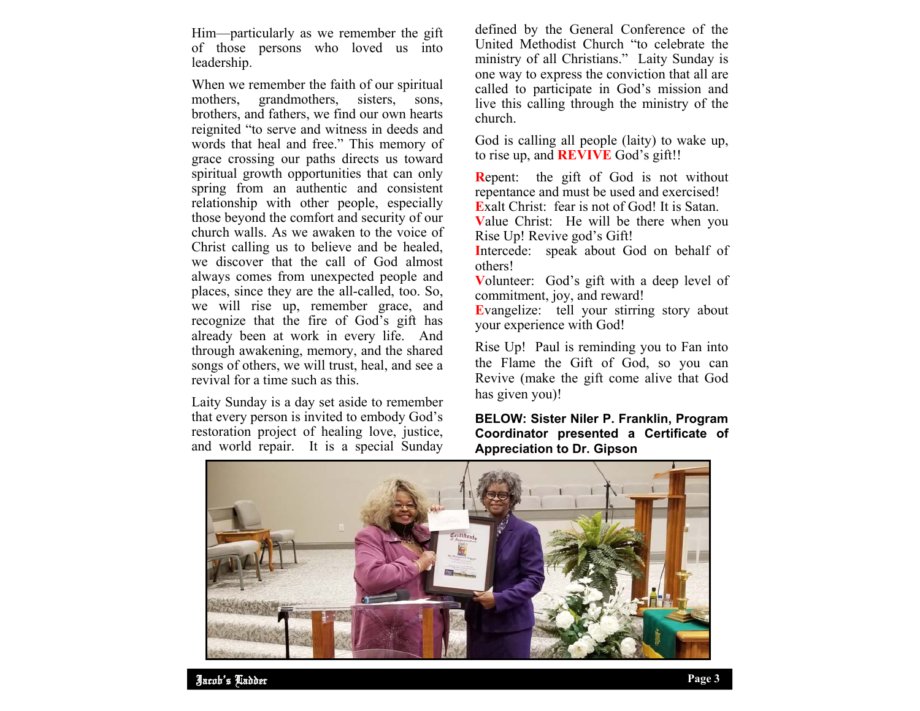Him—particularly as we remember the gift of those persons who loved us into leadership.

When we remember the faith of our spiritual mothers, grandmothers, sisters, sons, brothers, and fathers, we find our own hearts reignited "to serve and witness in deeds and words that heal and free." This memory of grace crossing our paths directs us toward spiritual growth opportunities that can only spring from an authentic and consistent relationship with other people, especially those beyond the comfort and security of our church walls. As we awaken to the voice of Christ calling us to believe and be healed, we discover that the call of God almost always comes from unexpected people and places, since they are the all-called, too. So, we will rise up, remember grace, and recognize that the fire of God's gift has already been at work in every life. And through awakening, memory, and the shared songs of others, we will trust, heal, and see a revival for a time such as this.

Laity Sunday is a day set aside to remember that every person is invited to embody God's restoration project of healing love, justice, and world repair. It is a special Sunday defined by the General Conference of the United Methodist Church "to celebrate the ministry of all Christians." Laity Sunday is one way to express the conviction that all are called to participate in God's mission and live this calling through the ministry of the church.

God is calling all people (laity) to wake up, to rise up, and **REVIVE** God's gift!!

**R**epent: the gift of God is not without repentance and must be used and exercised!
**E**xalt Christ: fear is not of God! It is Satan.
**V**alue Christ: He will be there when you Rise Up! Revive god's Gift!
**I**ntercede: speak about God on behalf of others!
**V**olunteer: God's gift with a deep level of commitment, joy, and reward!
**E**vangelize: tell your stirring story about your experience with God!

Rise Up! Paul is reminding you to Fan into the Flame the Gift of God, so you can Revive (make the gift come alive that God has given you)!

**BELOW: Sister Niler P. Franklin, Program Coordinator presented a Certificate of Appreciation to Dr. Gipson**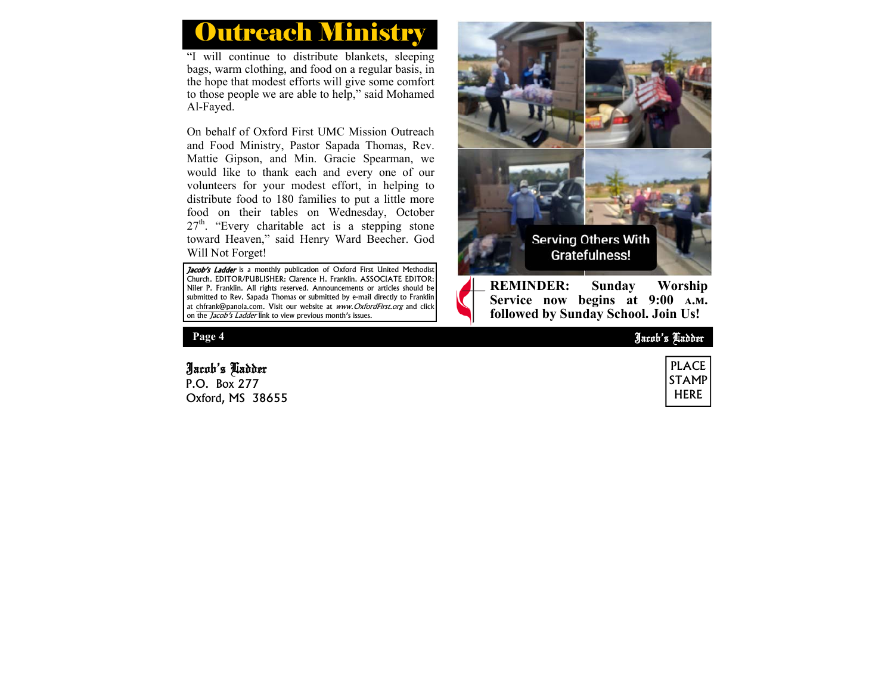# Outreach Ministry

"I will continue to distribute blankets, sleeping bags, warm clothing, and food on a regular basis, in the hope that modest efforts will give some comfort to those people we are able to help," said Mohamed Al-Fayed.

On behalf of Oxford First UMC Mission Outreach and Food Ministry, Pastor Sapada Thomas, Rev. Mattie Gipson, and Min. Gracie Spearman, we would like to thank each and every one of our volunteers for your modest effort, in helping to distribute food to 180 families to put a little more food on their tables on Wednesday, October 27th. "Every charitable act is a stepping stone toward Heaven," said Henry Ward Beecher. God Will Not Forget!

*Jacob's Ladder* is a monthly publication of Oxford First United Methodist Church. EDITOR/PUBLISHER: Clarence H. Franklin. ASSOCIATE EDITOR: Niler P. Franklin. All rights reserved. Announcements or articles should be submitted to Rev. Sapada Thomas or submitted by e-mail directly to Franklin at chfrank@panola.com. Visit our website at *www.OxfordFirst.org* and click on the *Jacob's Ladder* link to view previous month's issues.

Serving Others With Gratefulness!

**REMINDER: Sunday Worship Service now begins at 9:00 A.M. followed by Sunday School. Join Us!**

Jacob's Ladder
P.O. Box 277
Oxford, MS 38655

PLACE STAMP HERE